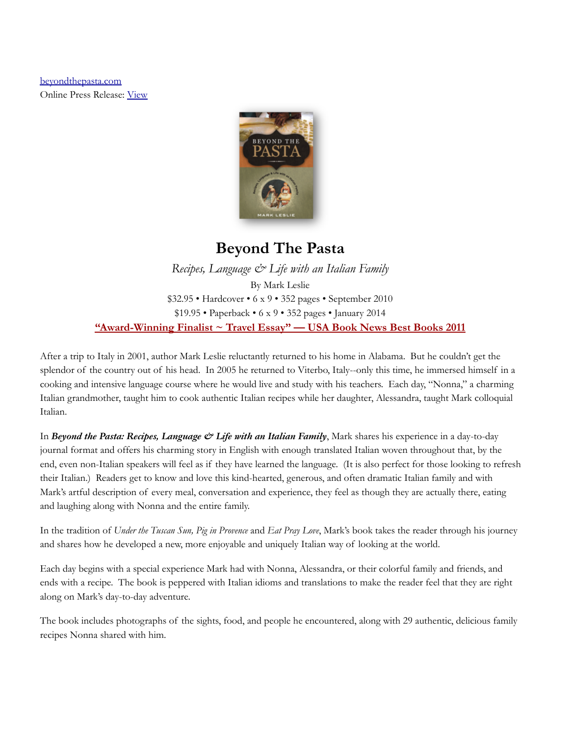beyondthepasta.com
Online Press Release: View

# Beyond The Pasta

*Recipes, Language & Life with an Italian Family*

By Mark Leslie

$32.95 • Hardcover • 6 x 9 • 352 pages • September 2010

$19.95 • Paperback • 6 x 9 • 352 pages • January 2014

**"Award-Winning Finalist ~ Travel Essay" — USA Book News Best Books 2011**

After a trip to Italy in 2001, author Mark Leslie reluctantly returned to his home in Alabama. But he couldn't get the splendor of the country out of his head. In 2005 he returned to Viterbo, Italy--only this time, he immersed himself in a cooking and intensive language course where he would live and study with his teachers. Each day, "Nonna," a charming Italian grandmother, taught him to cook authentic Italian recipes while her daughter, Alessandra, taught Mark colloquial Italian.

In ***Beyond the Pasta: Recipes, Language & Life with an Italian Family***, Mark shares his experience in a day-to-day journal format and offers his charming story in English with enough translated Italian woven throughout that, by the end, even non-Italian speakers will feel as if they have learned the language. (It is also perfect for those looking to refresh their Italian.) Readers get to know and love this kind-hearted, generous, and often dramatic Italian family and with Mark's artful description of every meal, conversation and experience, they feel as though they are actually there, eating and laughing along with Nonna and the entire family.

In the tradition of *Under the Tuscan Sun, Pig in Provence* and *Eat Pray Love*, Mark's book takes the reader through his journey and shares how he developed a new, more enjoyable and uniquely Italian way of looking at the world.

Each day begins with a special experience Mark had with Nonna, Alessandra, or their colorful family and friends, and ends with a recipe. The book is peppered with Italian idioms and translations to make the reader feel that they are right along on Mark's day-to-day adventure.

The book includes photographs of the sights, food, and people he encountered, along with 29 authentic, delicious family recipes Nonna shared with him.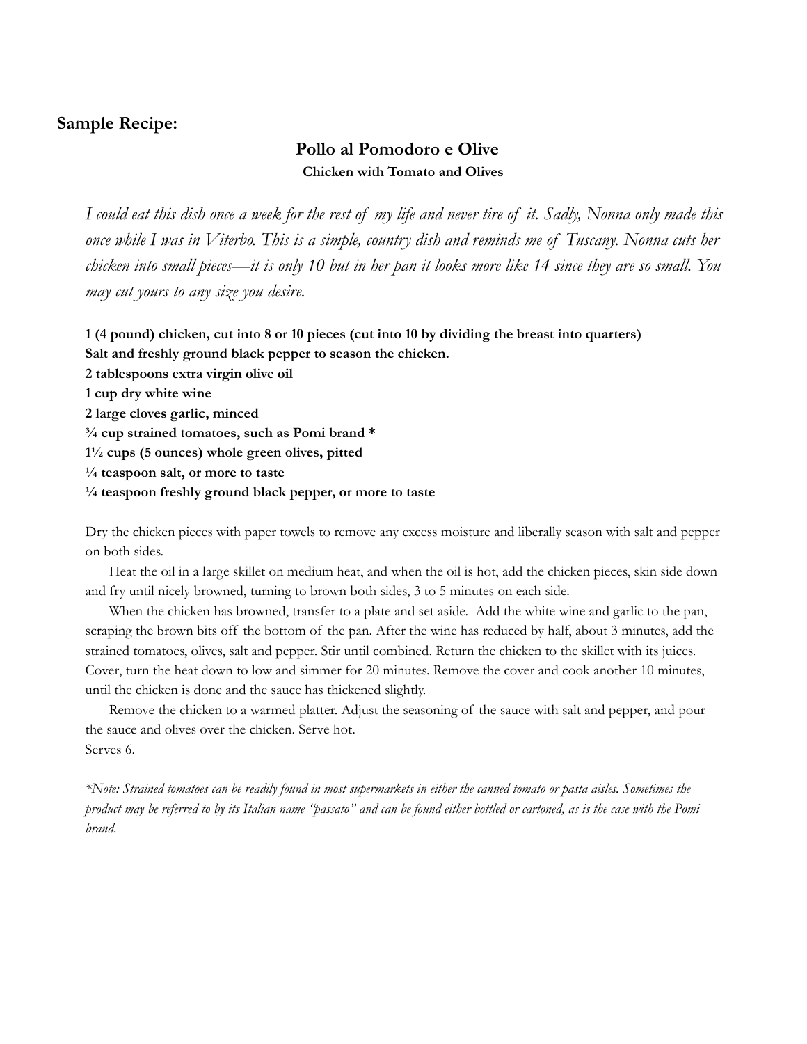**Sample Recipe:**

## Pollo al Pomodoro e Olive

**Chicken with Tomato and Olives**

*I could eat this dish once a week for the rest of my life and never tire of it. Sadly, Nonna only made this once while I was in Viterbo. This is a simple, country dish and reminds me of Tuscany. Nonna cuts her chicken into small pieces—it is only 10 but in her pan it looks more like 14 since they are so small. You may cut yours to any size you desire.*

**1 (4 pound) chicken, cut into 8 or 10 pieces (cut into 10 by dividing the breast into quarters)**
**Salt and freshly ground black pepper to season the chicken.**
**2 tablespoons extra virgin olive oil**
**1 cup dry white wine**
**2 large cloves garlic, minced**
**¾ cup strained tomatoes, such as Pomi brand ***
**1½ cups (5 ounces) whole green olives, pitted**
**¼ teaspoon salt, or more to taste**
**¼ teaspoon freshly ground black pepper, or more to taste**

Dry the chicken pieces with paper towels to remove any excess moisture and liberally season with salt and pepper on both sides.

Heat the oil in a large skillet on medium heat, and when the oil is hot, add the chicken pieces, skin side down and fry until nicely browned, turning to brown both sides, 3 to 5 minutes on each side.

When the chicken has browned, transfer to a plate and set aside. Add the white wine and garlic to the pan, scraping the brown bits off the bottom of the pan. After the wine has reduced by half, about 3 minutes, add the strained tomatoes, olives, salt and pepper. Stir until combined. Return the chicken to the skillet with its juices. Cover, turn the heat down to low and simmer for 20 minutes. Remove the cover and cook another 10 minutes, until the chicken is done and the sauce has thickened slightly.

Remove the chicken to a warmed platter. Adjust the seasoning of the sauce with salt and pepper, and pour the sauce and olives over the chicken. Serve hot.
Serves 6.

*\*Note: Strained tomatoes can be readily found in most supermarkets in either the canned tomato or pasta aisles. Sometimes the product may be referred to by its Italian name "passato" and can be found either bottled or cartoned, as is the case with the Pomi brand.*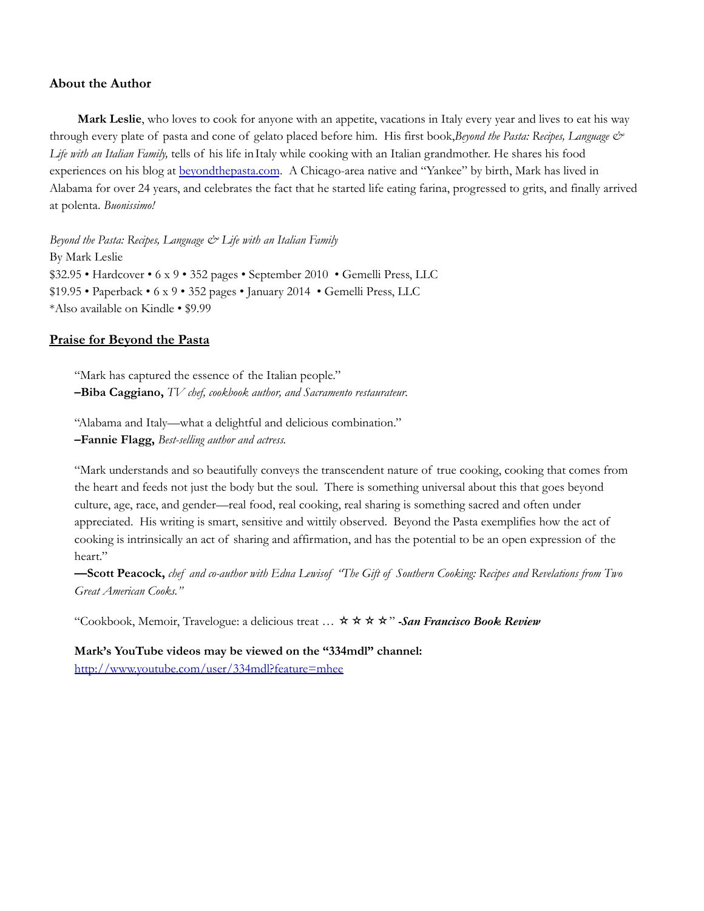## About the Author

**Mark Leslie**, who loves to cook for anyone with an appetite, vacations in Italy every year and lives to eat his way through every plate of pasta and cone of gelato placed before him. His first book,*Beyond the Pasta: Recipes, Language & Life with an Italian Family,* tells of his life in Italy while cooking with an Italian grandmother. He shares his food experiences on his blog at [beyondthepasta.com](beyondthepasta.com). A Chicago-area native and "Yankee" by birth, Mark has lived in Alabama for over 24 years, and celebrates the fact that he started life eating farina, progressed to grits, and finally arrived at polenta. *Buonissimo!*

*Beyond the Pasta: Recipes, Language & Life with an Italian Family*
By Mark Leslie
$32.95 • Hardcover • 6 x 9 • 352 pages • September 2010 • Gemelli Press, LLC
$19.95 • Paperback • 6 x 9 • 352 pages • January 2014 • Gemelli Press, LLC
*Also available on Kindle • $9.99

## Praise for Beyond the Pasta

"Mark has captured the essence of the Italian people."
**–Biba Caggiano,** *TV chef, cookbook author, and Sacramento restaurateur.*

"Alabama and Italy—what a delightful and delicious combination."
**–Fannie Flagg,** *Best-selling author and actress.*

"Mark understands and so beautifully conveys the transcendent nature of true cooking, cooking that comes from the heart and feeds not just the body but the soul. There is something universal about this that goes beyond culture, age, race, and gender—real food, real cooking, real sharing is something sacred and often under appreciated. His writing is smart, sensitive and wittily observed. Beyond the Pasta exemplifies how the act of cooking is intrinsically an act of sharing and affirmation, and has the potential to be an open expression of the heart."
**—Scott Peacock,** *chef and co-author with Edna Lewisof "The Gift of Southern Cooking: Recipes and Revelations from Two Great American Cooks."*

"Cookbook, Memoir, Travelogue: a delicious treat … ☆☆☆☆" ***-San Francisco Book Review***

**Mark's YouTube videos may be viewed on the "334mdl" channel:**
[http://www.youtube.com/user/334mdl?feature=mhee](http://www.youtube.com/user/334mdl?feature=mhee)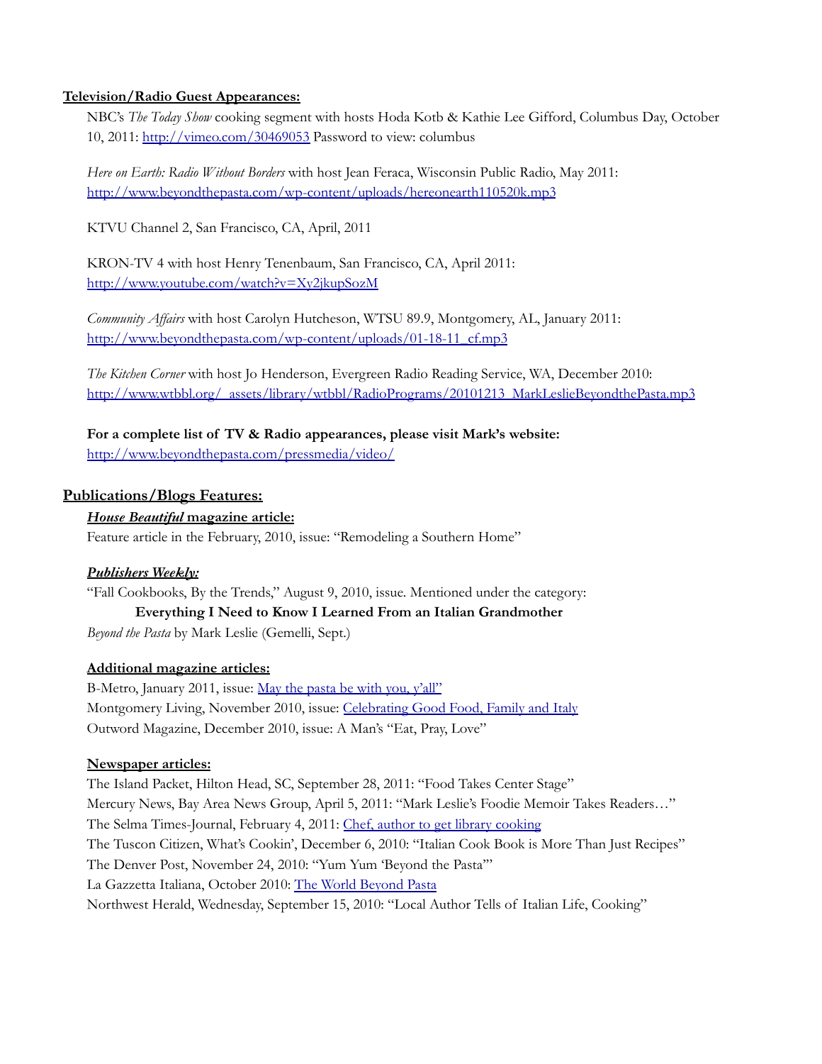**Television/Radio Guest Appearances:**

NBC's *The Today Show* cooking segment with hosts Hoda Kotb & Kathie Lee Gifford, Columbus Day, October 10, 2011: [http://vimeo.com/30469053](http://vimeo.com/30469053) Password to view: columbus

*Here on Earth: Radio Without Borders* with host Jean Feraca, Wisconsin Public Radio, May 2011: [http://www.beyondthepasta.com/wp-content/uploads/hereonearth110520k.mp3](http://www.beyondthepasta.com/wp-content/uploads/hereonearth110520k.mp3)

KTVU Channel 2, San Francisco, CA, April, 2011

KRON-TV 4 with host Henry Tenenbaum, San Francisco, CA, April 2011: [http://www.youtube.com/watch?v=Xy2jkupSozM](http://www.youtube.com/watch?v=Xy2jkupSozM)

*Community Affairs* with host Carolyn Hutcheson, WTSU 89.9, Montgomery, AL, January 2011: [http://www.beyondthepasta.com/wp-content/uploads/01-18-11_cf.mp3](http://www.beyondthepasta.com/wp-content/uploads/01-18-11_cf.mp3)

*The Kitchen Corner* with host Jo Henderson, Evergreen Radio Reading Service, WA, December 2010: [http://www.wtbbl.org/_assets/library/wtbbl/RadioPrograms/20101213_MarkLeslieBeyondthePasta.mp3](http://www.wtbbl.org/_assets/library/wtbbl/RadioPrograms/20101213_MarkLeslieBeyondthePasta.mp3)

**For a complete list of TV & Radio appearances, please visit Mark's website:**
[http://www.beyondthepasta.com/pressmedia/video/](http://www.beyondthepasta.com/pressmedia/video/)

**Publications/Blogs Features:**

***House Beautiful* magazine article:**
Feature article in the February, 2010, issue: "Remodeling a Southern Home"

***Publishers Weekly:***
"Fall Cookbooks, By the Trends," August 9, 2010, issue. Mentioned under the category:

**Everything I Need to Know I Learned From an Italian Grandmother**

*Beyond the Pasta* by Mark Leslie (Gemelli, Sept.)

**Additional magazine articles:**
B-Metro, January 2011, issue: May the pasta be with you, y'all"
Montgomery Living, November 2010, issue: Celebrating Good Food, Family and Italy
Outword Magazine, December 2010, issue: A Man's "Eat, Pray, Love"

**Newspaper articles:**
The Island Packet, Hilton Head, SC, September 28, 2011: "Food Takes Center Stage"
Mercury News, Bay Area News Group, April 5, 2011: "Mark Leslie's Foodie Memoir Takes Readers…"
The Selma Times-Journal, February 4, 2011: Chef, author to get library cooking
The Tuscon Citizen, What's Cookin', December 6, 2010: "Italian Cook Book is More Than Just Recipes"
The Denver Post, November 24, 2010: "Yum Yum 'Beyond the Pasta'"
La Gazzetta Italiana, October 2010: The World Beyond Pasta
Northwest Herald, Wednesday, September 15, 2010: "Local Author Tells of Italian Life, Cooking"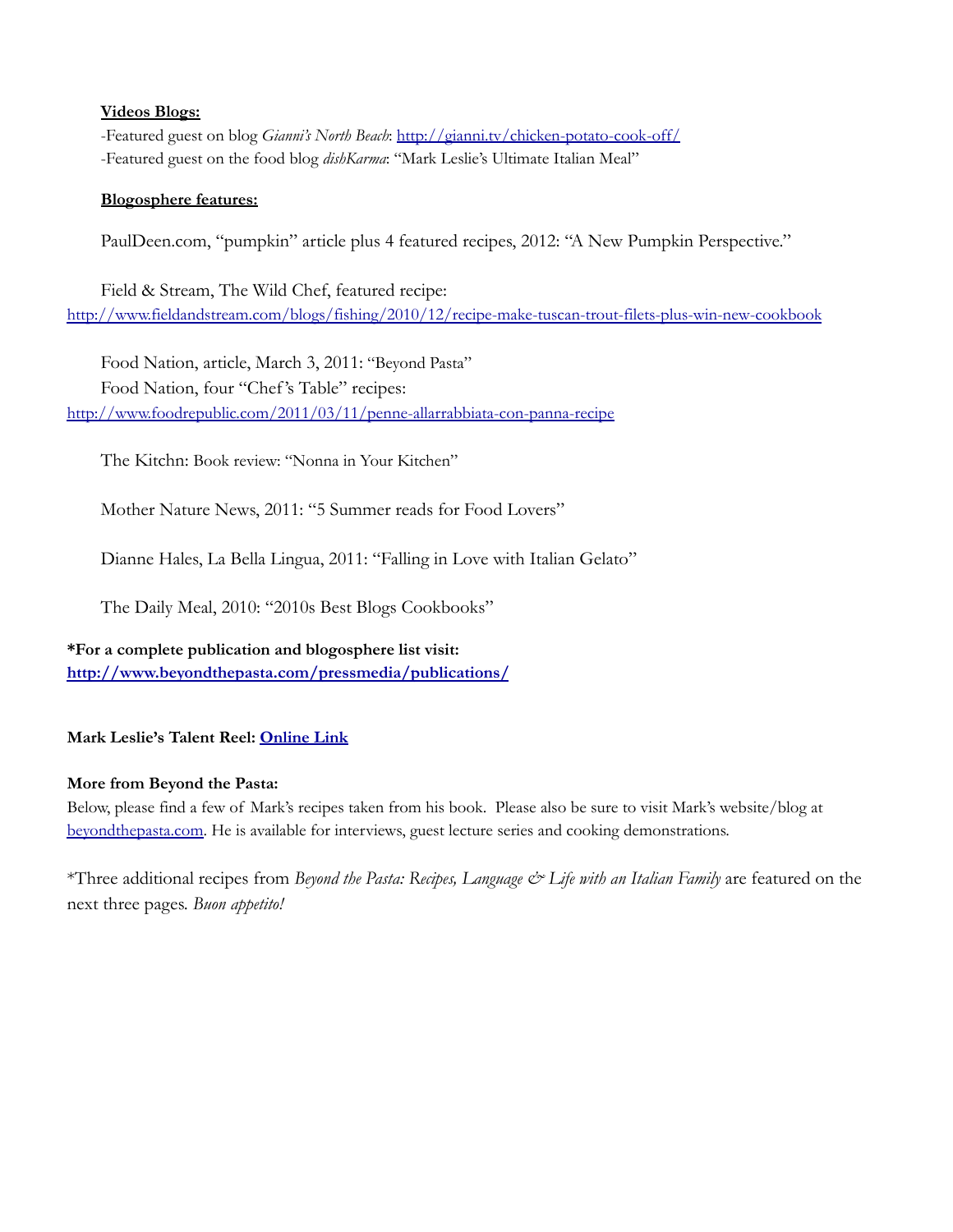**Videos Blogs:**

-Featured guest on blog *Gianni's North Beach*: http://gianni.tv/chicken-potato-cook-off/
-Featured guest on the food blog *dishKarma*: "Mark Leslie's Ultimate Italian Meal"

**Blogosphere features:**

PaulDeen.com, "pumpkin" article plus 4 featured recipes, 2012: "A New Pumpkin Perspective."

Field & Stream, The Wild Chef, featured recipe:
http://www.fieldandstream.com/blogs/fishing/2010/12/recipe-make-tuscan-trout-filets-plus-win-new-cookbook

Food Nation, article, March 3, 2011: "Beyond Pasta"
Food Nation, four "Chef's Table" recipes:
http://www.foodrepublic.com/2011/03/11/penne-allarrabbiata-con-panna-recipe

The Kitchn: Book review: "Nonna in Your Kitchen"

Mother Nature News, 2011: "5 Summer reads for Food Lovers"

Dianne Hales, La Bella Lingua, 2011: "Falling in Love with Italian Gelato"

The Daily Meal, 2010: "2010s Best Blogs Cookbooks"

**\*For a complete publication and blogosphere list visit:**
**http://www.beyondthepasta.com/pressmedia/publications/**

**Mark Leslie's Talent Reel: Online Link**

**More from Beyond the Pasta:**
Below, please find a few of Mark's recipes taken from his book. Please also be sure to visit Mark's website/blog at beyondthepasta.com. He is available for interviews, guest lecture series and cooking demonstrations.

*Three additional recipes from *Beyond the Pasta: Recipes, Language & Life with an Italian Family* are featured on the next three pages. *Buon appetito!*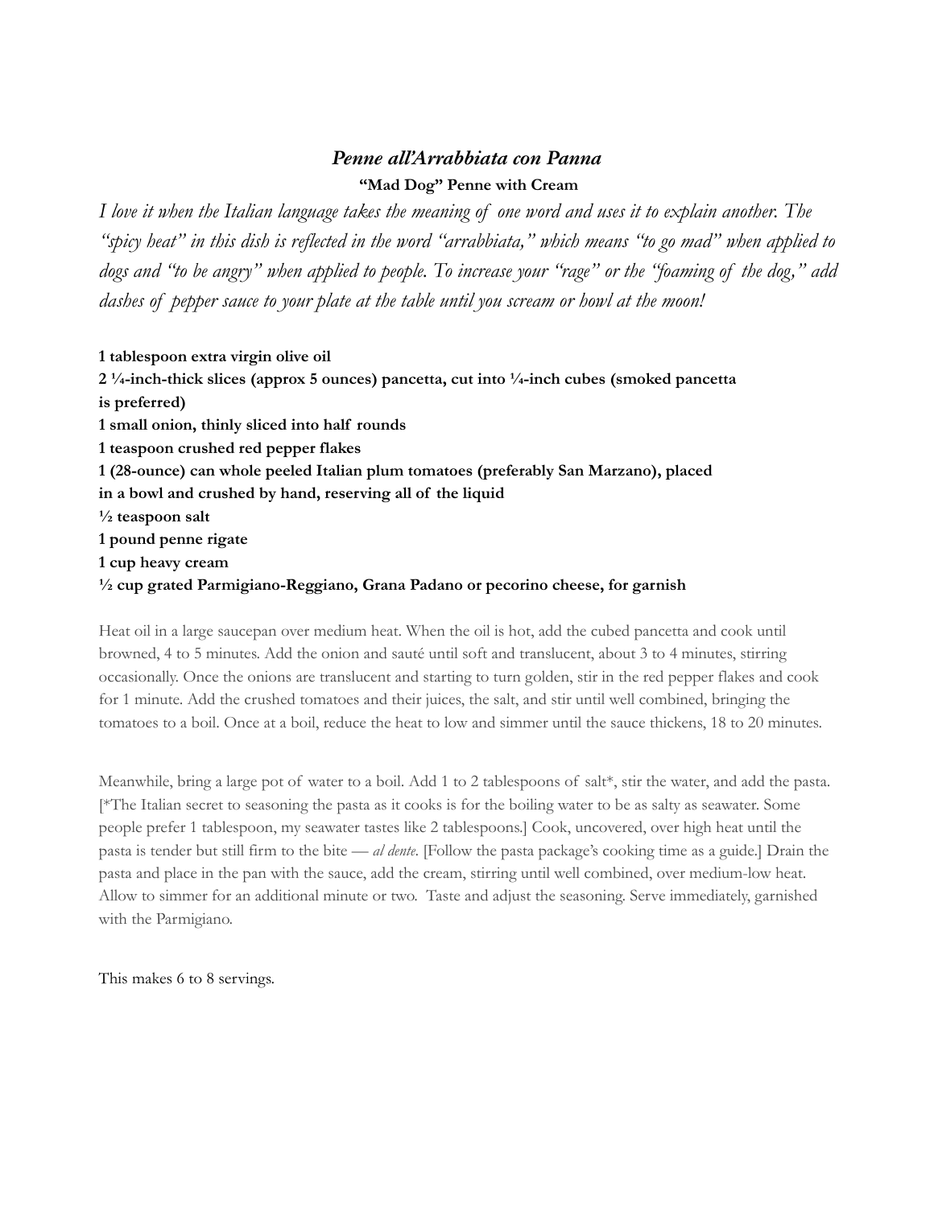## *Penne all'Arrabbiata con Panna*

**"Mad Dog" Penne with Cream**

*I love it when the Italian language takes the meaning of one word and uses it to explain another. The "spicy heat" in this dish is reflected in the word "arrabbiata," which means "to go mad" when applied to dogs and "to be angry" when applied to people. To increase your "rage" or the "foaming of the dog," add dashes of pepper sauce to your plate at the table until you scream or howl at the moon!*

**1 tablespoon extra virgin olive oil**
**2 ¼-inch-thick slices (approx 5 ounces) pancetta, cut into ¼-inch cubes (smoked pancetta is preferred)**
**1 small onion, thinly sliced into half rounds**
**1 teaspoon crushed red pepper flakes**
**1 (28-ounce) can whole peeled Italian plum tomatoes (preferably San Marzano), placed in a bowl and crushed by hand, reserving all of the liquid**
**½ teaspoon salt**
**1 pound penne rigate**
**1 cup heavy cream**
**½ cup grated Parmigiano-Reggiano, Grana Padano or pecorino cheese, for garnish**

Heat oil in a large saucepan over medium heat. When the oil is hot, add the cubed pancetta and cook until browned, 4 to 5 minutes. Add the onion and sauté until soft and translucent, about 3 to 4 minutes, stirring occasionally. Once the onions are translucent and starting to turn golden, stir in the red pepper flakes and cook for 1 minute. Add the crushed tomatoes and their juices, the salt, and stir until well combined, bringing the tomatoes to a boil. Once at a boil, reduce the heat to low and simmer until the sauce thickens, 18 to 20 minutes.

Meanwhile, bring a large pot of water to a boil. Add 1 to 2 tablespoons of salt*, stir the water, and add the pasta. [*The Italian secret to seasoning the pasta as it cooks is for the boiling water to be as salty as seawater. Some people prefer 1 tablespoon, my seawater tastes like 2 tablespoons.] Cook, uncovered, over high heat until the pasta is tender but still firm to the bite — *al dente*. [Follow the pasta package's cooking time as a guide.] Drain the pasta and place in the pan with the sauce, add the cream, stirring until well combined, over medium-low heat. Allow to simmer for an additional minute or two. Taste and adjust the seasoning. Serve immediately, garnished with the Parmigiano.

This makes 6 to 8 servings.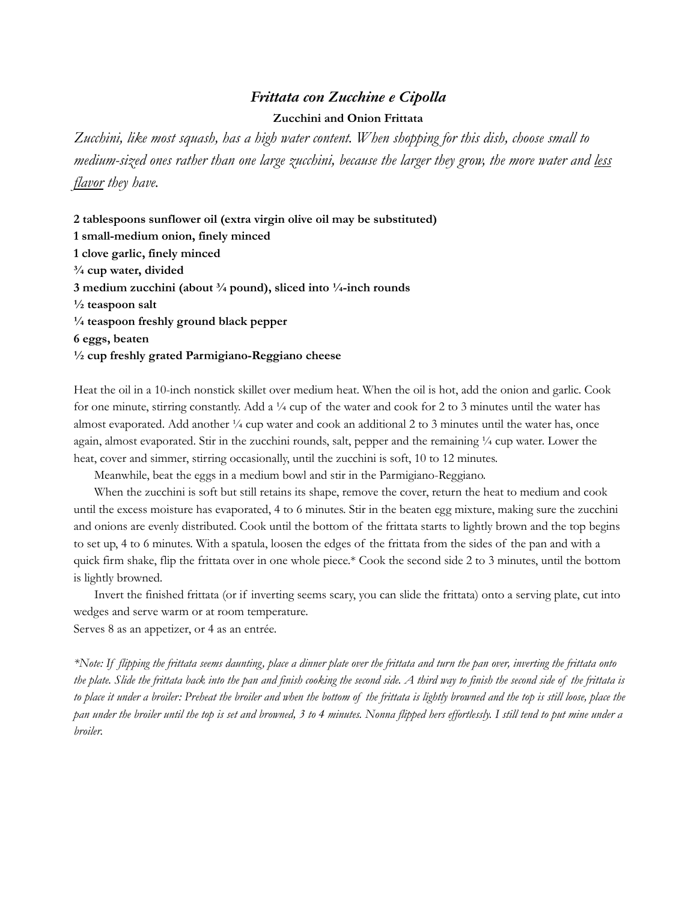## *Frittata con Zucchine e Cipolla*

**Zucchini and Onion Frittata**

*Zucchini, like most squash, has a high water content. When shopping for this dish, choose small to medium-sized ones rather than one large zucchini, because the larger they grow, the more water and <u>less flavor</u> they have.*

**2 tablespoons sunflower oil (extra virgin olive oil may be substituted)**
**1 small-medium onion, finely minced**
**1 clove garlic, finely minced**
**¾ cup water, divided**
**3 medium zucchini (about ¾ pound), sliced into ¼-inch rounds**
**½ teaspoon salt**
**¼ teaspoon freshly ground black pepper**
**6 eggs, beaten**
**½ cup freshly grated Parmigiano-Reggiano cheese**

Heat the oil in a 10-inch nonstick skillet over medium heat. When the oil is hot, add the onion and garlic. Cook for one minute, stirring constantly. Add a ¼ cup of the water and cook for 2 to 3 minutes until the water has almost evaporated. Add another ¼ cup water and cook an additional 2 to 3 minutes until the water has, once again, almost evaporated. Stir in the zucchini rounds, salt, pepper and the remaining ¼ cup water. Lower the heat, cover and simmer, stirring occasionally, until the zucchini is soft, 10 to 12 minutes.

Meanwhile, beat the eggs in a medium bowl and stir in the Parmigiano-Reggiano.

When the zucchini is soft but still retains its shape, remove the cover, return the heat to medium and cook until the excess moisture has evaporated, 4 to 6 minutes. Stir in the beaten egg mixture, making sure the zucchini and onions are evenly distributed. Cook until the bottom of the frittata starts to lightly brown and the top begins to set up, 4 to 6 minutes. With a spatula, loosen the edges of the frittata from the sides of the pan and with a quick firm shake, flip the frittata over in one whole piece.* Cook the second side 2 to 3 minutes, until the bottom is lightly browned.

Invert the finished frittata (or if inverting seems scary, you can slide the frittata) onto a serving plate, cut into wedges and serve warm or at room temperature.
Serves 8 as an appetizer, or 4 as an entrée.

*\*Note: If flipping the frittata seems daunting, place a dinner plate over the frittata and turn the pan over, inverting the frittata onto the plate. Slide the frittata back into the pan and finish cooking the second side. A third way to finish the second side of the frittata is to place it under a broiler: Preheat the broiler and when the bottom of the frittata is lightly browned and the top is still loose, place the pan under the broiler until the top is set and browned, 3 to 4 minutes. Nonna flipped hers effortlessly. I still tend to put mine under a broiler.*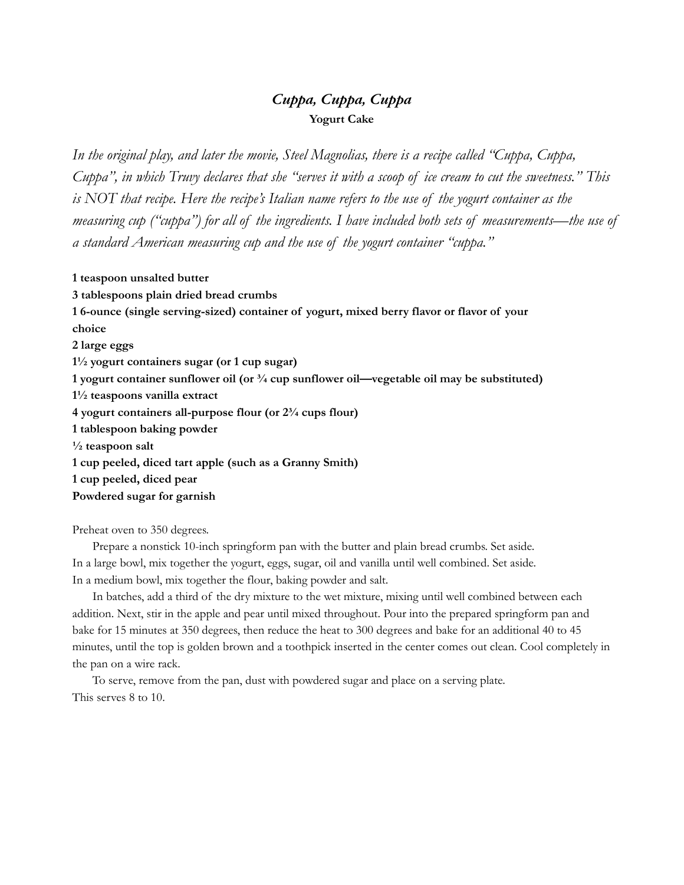## *Cuppa, Cuppa, Cuppa*

**Yogurt Cake**

*In the original play, and later the movie, Steel Magnolias, there is a recipe called "Cuppa, Cuppa, Cuppa", in which Truvy declares that she "serves it with a scoop of ice cream to cut the sweetness." This is NOT that recipe. Here the recipe's Italian name refers to the use of the yogurt container as the measuring cup ("cuppa") for all of the ingredients. I have included both sets of measurements—the use of a standard American measuring cup and the use of the yogurt container "cuppa."*

**1 teaspoon unsalted butter**
**3 tablespoons plain dried bread crumbs**
**1 6-ounce (single serving-sized) container of yogurt, mixed berry flavor or flavor of your choice**
**2 large eggs**
**1½ yogurt containers sugar (or 1 cup sugar)**
**1 yogurt container sunflower oil (or ¾ cup sunflower oil—vegetable oil may be substituted)**
**1½ teaspoons vanilla extract**
**4 yogurt containers all-purpose flour (or 2¾ cups flour)**
**1 tablespoon baking powder**
**½ teaspoon salt**
**1 cup peeled, diced tart apple (such as a Granny Smith)**
**1 cup peeled, diced pear**
**Powdered sugar for garnish**

Preheat oven to 350 degrees.

Prepare a nonstick 10-inch springform pan with the butter and plain bread crumbs. Set aside.
In a large bowl, mix together the yogurt, eggs, sugar, oil and vanilla until well combined. Set aside.
In a medium bowl, mix together the flour, baking powder and salt.

In batches, add a third of the dry mixture to the wet mixture, mixing until well combined between each addition. Next, stir in the apple and pear until mixed throughout. Pour into the prepared springform pan and bake for 15 minutes at 350 degrees, then reduce the heat to 300 degrees and bake for an additional 40 to 45 minutes, until the top is golden brown and a toothpick inserted in the center comes out clean. Cool completely in the pan on a wire rack.

To serve, remove from the pan, dust with powdered sugar and place on a serving plate.
This serves 8 to 10.